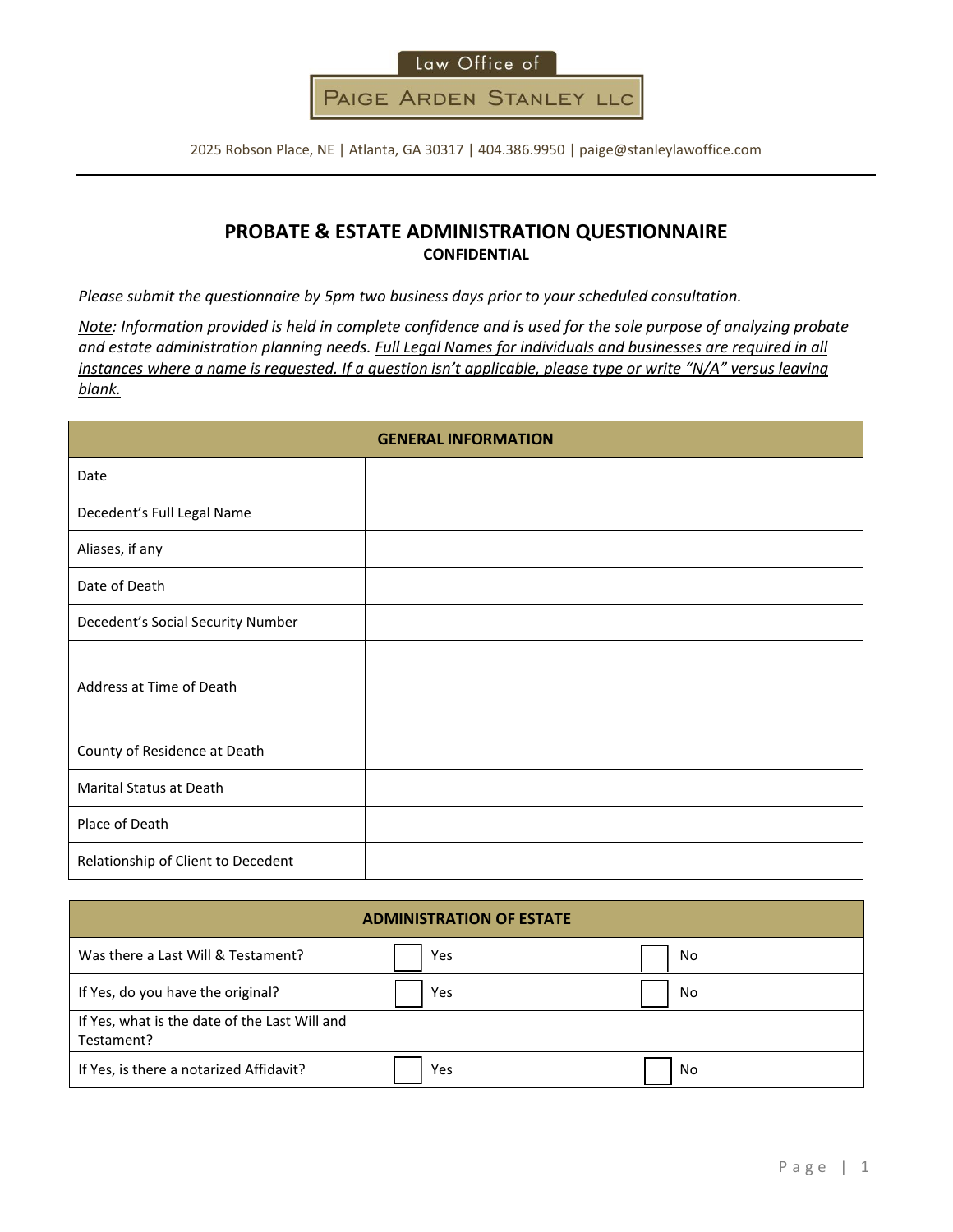Law Office of

**PAIGE ARDEN STANLEY LLC**

2025 Robson Place, NE | Atlanta, GA 30317 | 404.386.9950 | paige@stanleylawoffice.com

# PROBATE & ESTATE ADMINISTRATION QUESTIONNAIRE

**CONFIDENTIAL**

*Please submit the questionnaire by 5pm two business days prior to your scheduled consultation.*

*Note: Information provided is held in complete confidence and is used for the sole purpose of analyzing probate and estate administration planning needs. Full Legal Names for individuals and businesses are required in all instances where a name is requested. If a question isn't applicable, please type or write "N/A" versus leaving blank.*

| GENERAL INFORMATION | |
|---|---|
| Date | |
| Decedent's Full Legal Name | |
| Aliases, if any | |
| Date of Death | |
| Decedent's Social Security Number | |
| Address at Time of Death | |
| County of Residence at Death | |
| Marital Status at Death | |
| Place of Death | |
| Relationship of Client to Decedent | |

| ADMINISTRATION OF ESTATE | | |
|---|---|---|
| Was there a Last Will & Testament? | ☐ Yes | ☐ No |
| If Yes, do you have the original? | ☐ Yes | ☐ No |
| If Yes, what is the date of the Last Will and Testament? | | |
| If Yes, is there a notarized Affidavit? | ☐ Yes | ☐ No |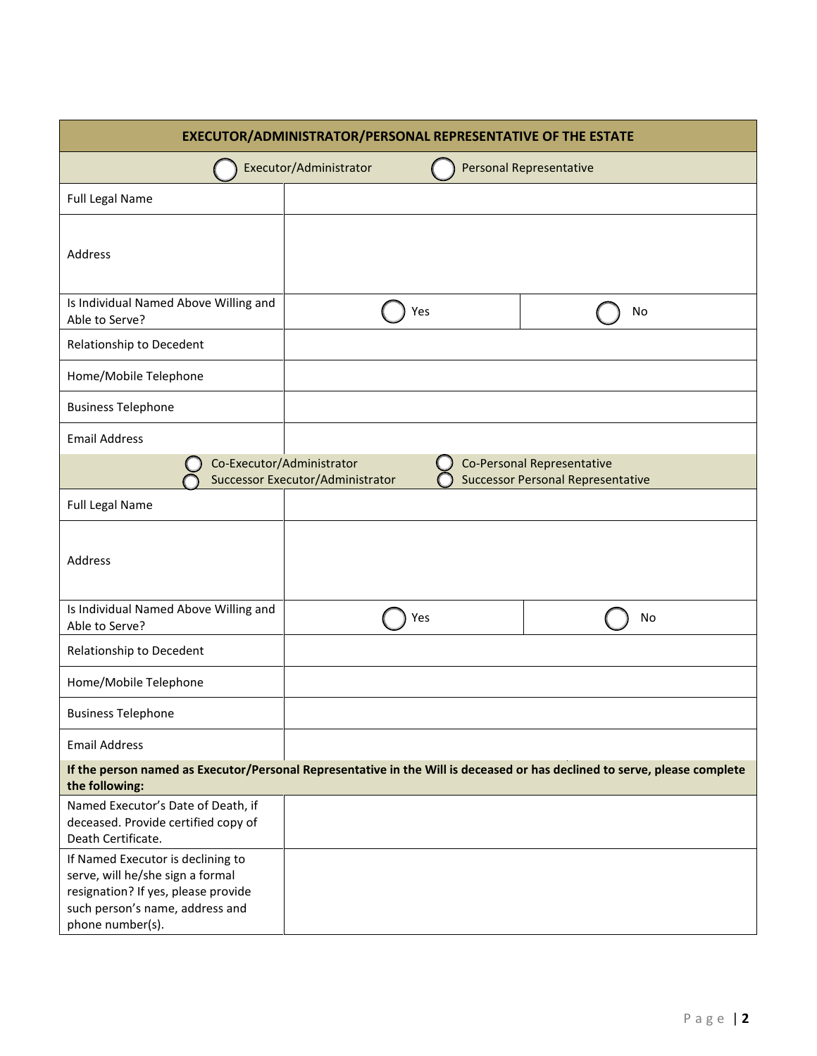| EXECUTOR/ADMINISTRATOR/PERSONAL REPRESENTATIVE OF THE ESTATE | | |
|---|---|---|
| ○ Executor/Administrator ○ Personal Representative | | |
| Full Legal Name | | |
| Address | | |
| Is Individual Named Above Willing and Able to Serve? | ○ Yes | ○ No |
| Relationship to Decedent | | |
| Home/Mobile Telephone | | |
| Business Telephone | | |
| Email Address | | |
| ○ Co-Executor/Administrator ○ Co-Personal Representative ○ Successor Executor/Administrator ○ Successor Personal Representative | | |
| Full Legal Name | | |
| Address | | |
| Is Individual Named Above Willing and Able to Serve? | ○ Yes | ○ No |
| Relationship to Decedent | | |
| Home/Mobile Telephone | | |
| Business Telephone | | |
| Email Address | | |
| **If the person named as Executor/Personal Representative in the Will is deceased or has declined to serve, please complete the following:** | | |
| Named Executor's Date of Death, if deceased. Provide certified copy of Death Certificate. | | |
| If Named Executor is declining to serve, will he/she sign a formal resignation? If yes, please provide such person's name, address and phone number(s). | | |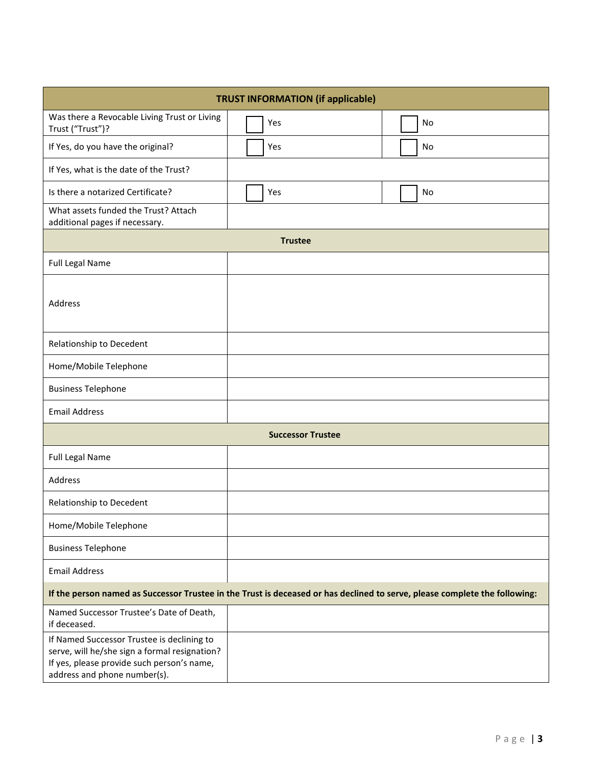| TRUST INFORMATION (if applicable) | | |
|---|---|---|
| Was there a Revocable Living Trust or Living Trust ("Trust")? | ☐ Yes | ☐ No |
| If Yes, do you have the original? | ☐ Yes | ☐ No |
| If Yes, what is the date of the Trust? | | |
| Is there a notarized Certificate? | ☐ Yes | ☐ No |
| What assets funded the Trust? Attach additional pages if necessary. | | |
| **Trustee** | | |
| Full Legal Name | | |
| Address | | |
| Relationship to Decedent | | |
| Home/Mobile Telephone | | |
| Business Telephone | | |
| Email Address | | |
| **Successor Trustee** | | |
| Full Legal Name | | |
| Address | | |
| Relationship to Decedent | | |
| Home/Mobile Telephone | | |
| Business Telephone | | |
| Email Address | | |
| **If the person named as Successor Trustee in the Trust is deceased or has declined to serve, please complete the following:** | | |
| Named Successor Trustee's Date of Death, if deceased. | | |
| If Named Successor Trustee is declining to serve, will he/she sign a formal resignation? If yes, please provide such person's name, address and phone number(s). | | |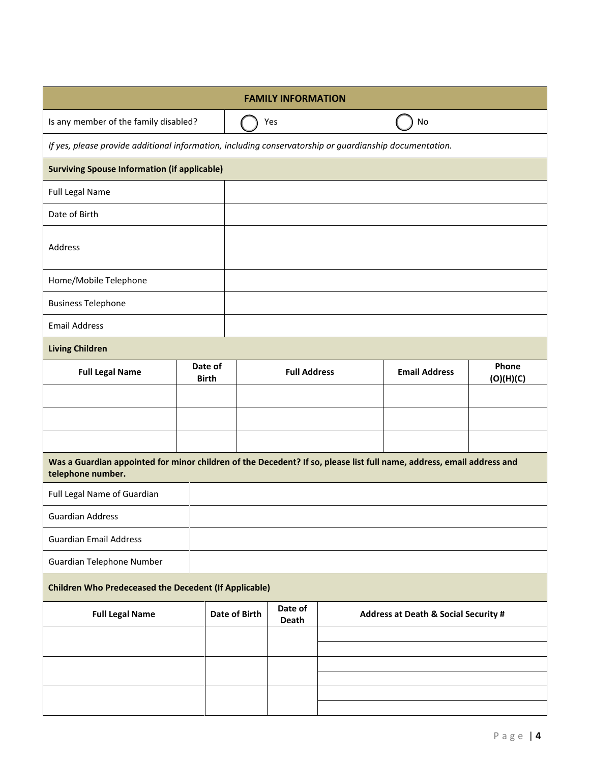## FAMILY INFORMATION

| Is any member of the family disabled? | ◯ Yes | ◯ No |
|---|---|---|

*If yes, please provide additional information, including conservatorship or guardianship documentation.*

**Surviving Spouse Information (if applicable)**

| | |
|---|---|
| Full Legal Name | |
| Date of Birth | |
| Address | |
| Home/Mobile Telephone | |
| Business Telephone | |
| Email Address | |

**Living Children**

| Full Legal Name | Date of Birth | Full Address | Email Address | Phone (O)(H)(C) |
|---|---|---|---|---|
| | | | | |
| | | | | |
| | | | | |

**Was a Guardian appointed for minor children of the Decedent? If so, please list full name, address, email address and telephone number.**

| | |
|---|---|
| Full Legal Name of Guardian | |
| Guardian Address | |
| Guardian Email Address | |
| Guardian Telephone Number | |

**Children Who Predeceased the Decedent (If Applicable)**

| Full Legal Name | Date of Birth | Date of Death | Address at Death & Social Security # |
|---|---|---|---|
| | | | |
| | | | |
| | | | |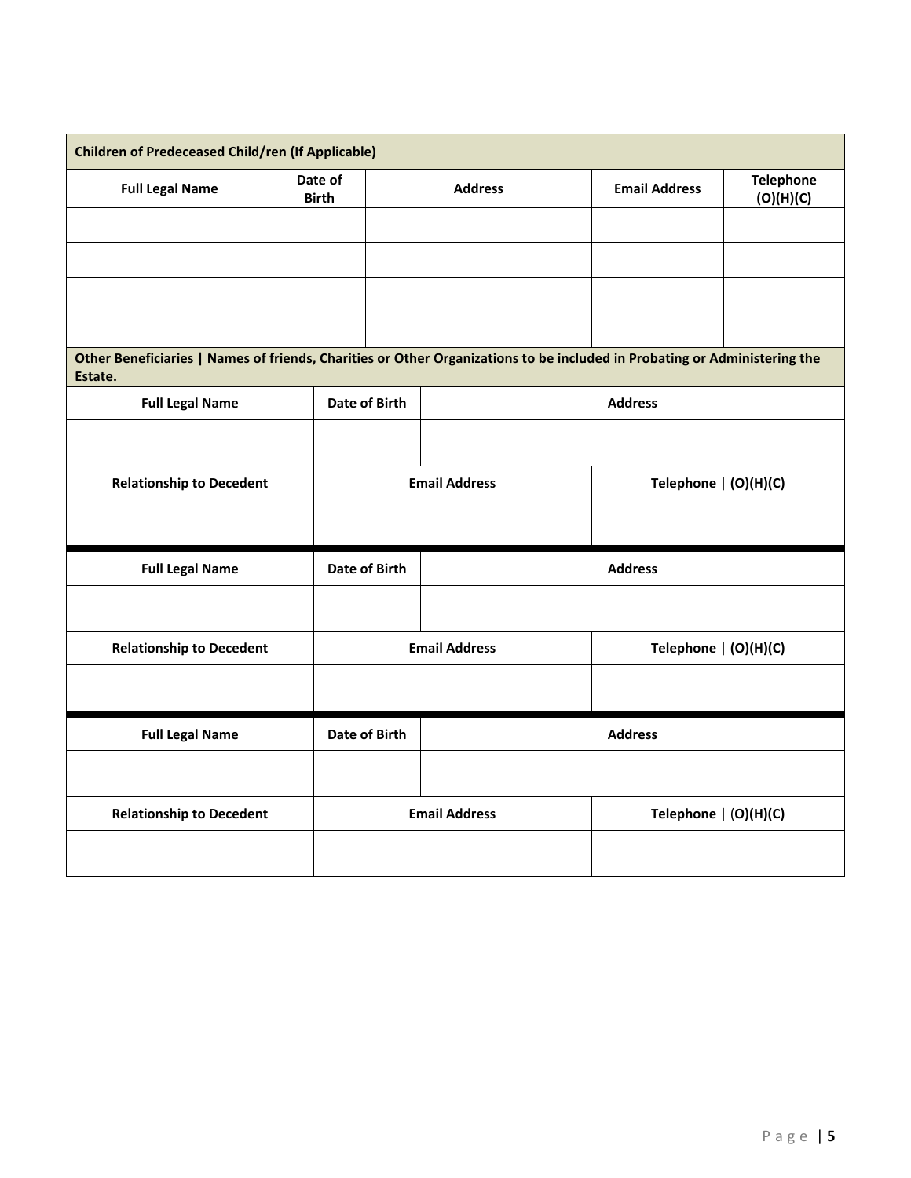| Children of Predeceased Child/ren (If Applicable) | | | | |
|---|---|---|---|---|
| **Full Legal Name** | **Date of Birth** | **Address** | **Email Address** | **Telephone (O)(H)(C)** |
| | | | | |
| | | | | |
| | | | | |
| | | | | |

**Other Beneficiaries | Names of friends, Charities or Other Organizations to be included in Probating or Administering the Estate.**

| Full Legal Name | Date of Birth | Address |
|---|---|---|
| | | |
| **Relationship to Decedent** | **Email Address** | **Telephone \| (O)(H)(C)** |
| | | |

| Full Legal Name | Date of Birth | Address |
|---|---|---|
| | | |
| **Relationship to Decedent** | **Email Address** | **Telephone \| (O)(H)(C)** |
| | | |

| Full Legal Name | Date of Birth | Address |
|---|---|---|
| | | |
| **Relationship to Decedent** | **Email Address** | **Telephone \| (O)(H)(C)** |
| | | |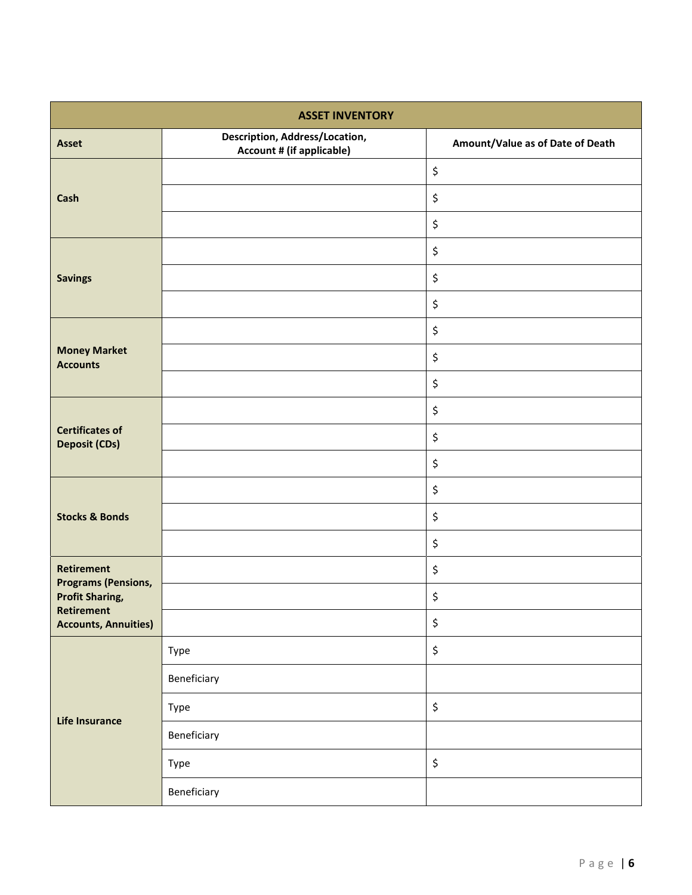| ASSET INVENTORY | | |
|---|---|---|
| **Asset** | **Description, Address/Location, Account # (if applicable)** | **Amount/Value as of Date of Death** |
| **Cash** | | $ |
| | | $ |
| | | $ |
| **Savings** | | $ |
| | | $ |
| | | $ |
| **Money Market Accounts** | | $ |
| | | $ |
| | | $ |
| **Certificates of Deposit (CDs)** | | $ |
| | | $ |
| | | $ |
| **Stocks & Bonds** | | $ |
| | | $ |
| | | $ |
| **Retirement Programs (Pensions, Profit Sharing, Retirement Accounts, Annuities)** | | $ |
| | | $ |
| | | $ |
| **Life Insurance** | Type | $ |
| | Beneficiary | |
| | Type | $ |
| | Beneficiary | |
| | Type | $ |
| | Beneficiary | |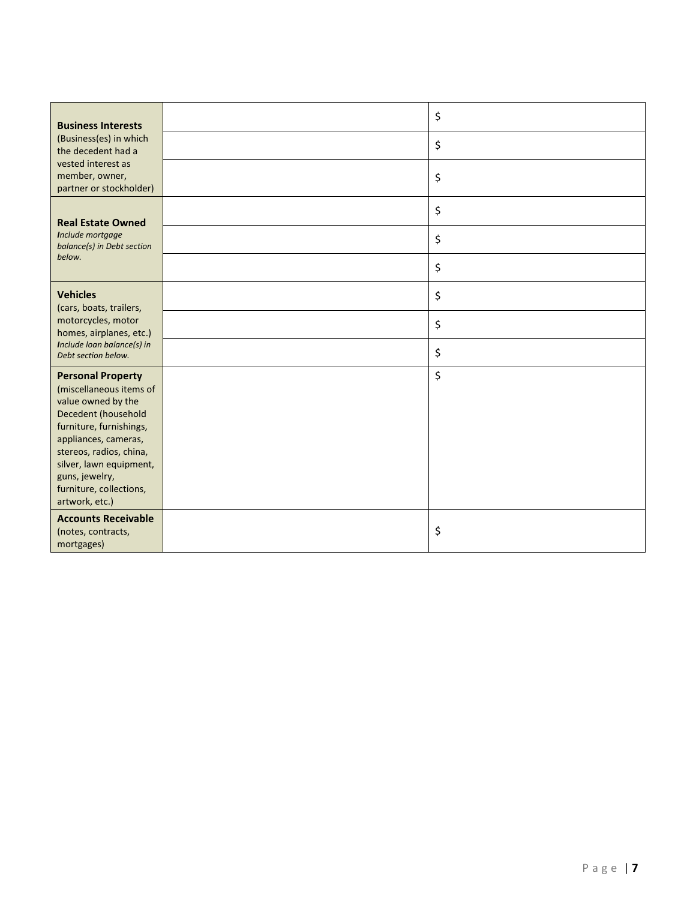| | | |
|---|---|---|
| **Business Interests** (Business(es) in which the decedent had a vested interest as member, owner, partner or stockholder) | | $ |
| | | $ |
| | | $ |
| **Real Estate Owned** *Include mortgage balance(s) in Debt section below.* | | $ |
| | | $ |
| | | $ |
| **Vehicles** (cars, boats, trailers, motorcycles, motor homes, airplanes, etc.) *Include loan balance(s) in Debt section below.* | | $ |
| | | $ |
| | | $ |
| **Personal Property** (miscellaneous items of value owned by the Decedent (household furniture, furnishings, appliances, cameras, stereos, radios, china, silver, lawn equipment, guns, jewelry, furniture, collections, artwork, etc.) | | $ |
| **Accounts Receivable** (notes, contracts, mortgages) | | $ |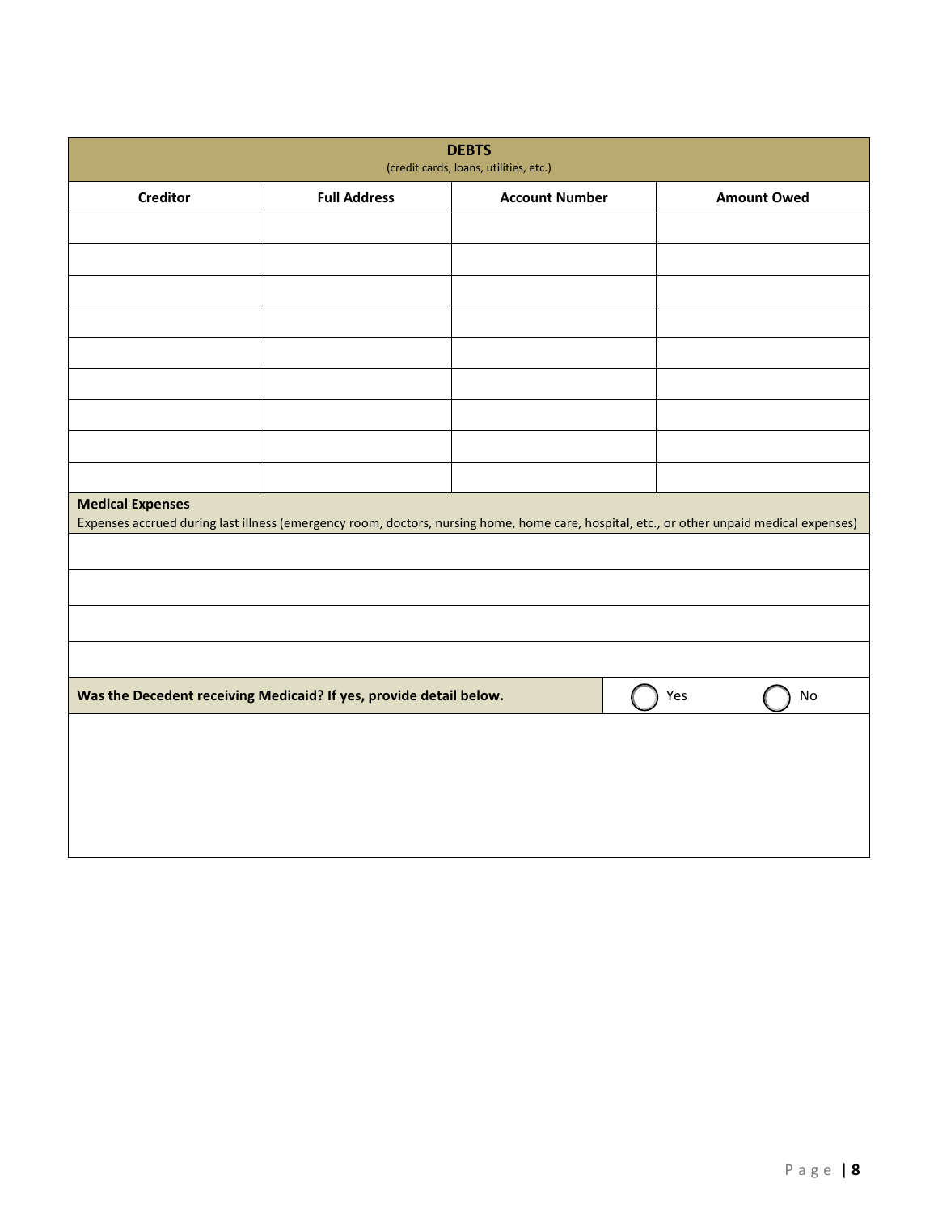| DEBTS (credit cards, loans, utilities, etc.) | | | |
|---|---|---|---|
| **Creditor** | **Full Address** | **Account Number** | **Amount Owed** |
| | | | |
| | | | |
| | | | |
| | | | |
| | | | |
| | | | |
| | | | |
| | | | |
| | | | |

| **Medical Expenses** Expenses accrued during last illness (emergency room, doctors, nursing home, home care, hospital, etc., or other unpaid medical expenses) |
|---|
| |
| |
| |
| |

| **Was the Decedent receiving Medicaid? If yes, provide detail below.** | ◯ Yes | ◯ No |
|---|---|---|
| | | |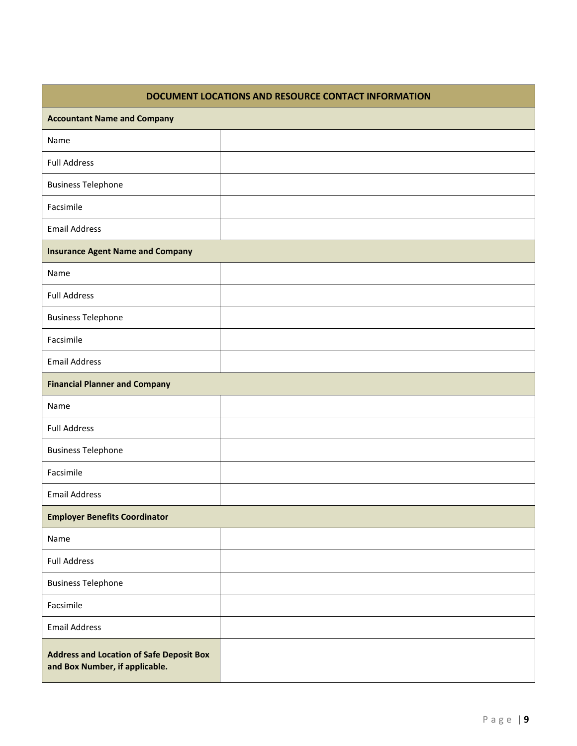| DOCUMENT LOCATIONS AND RESOURCE CONTACT INFORMATION | |
|---|---|
| **Accountant Name and Company** | |
| Name | |
| Full Address | |
| Business Telephone | |
| Facsimile | |
| Email Address | |
| **Insurance Agent Name and Company** | |
| Name | |
| Full Address | |
| Business Telephone | |
| Facsimile | |
| Email Address | |
| **Financial Planner and Company** | |
| Name | |
| Full Address | |
| Business Telephone | |
| Facsimile | |
| Email Address | |
| **Employer Benefits Coordinator** | |
| Name | |
| Full Address | |
| Business Telephone | |
| Facsimile | |
| Email Address | |
| **Address and Location of Safe Deposit Box and Box Number, if applicable.** | |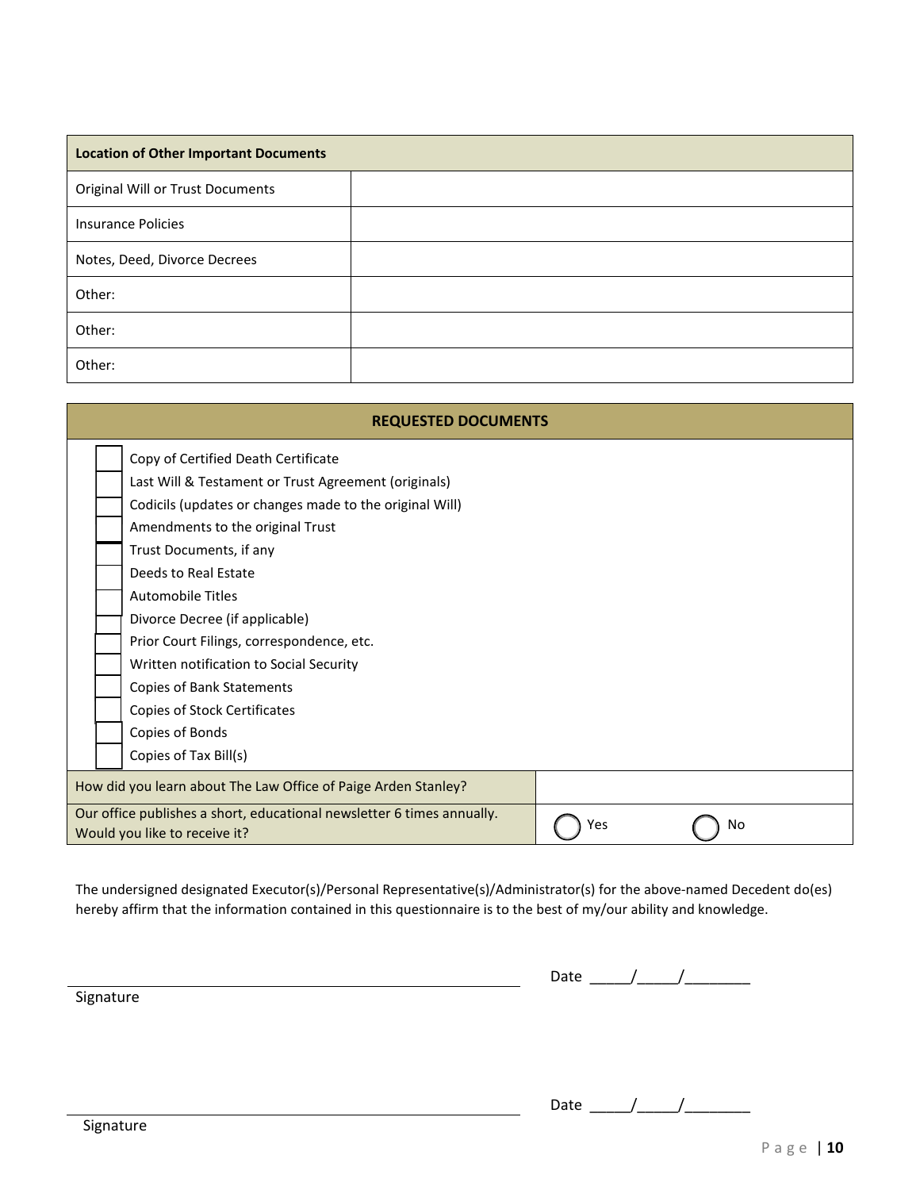| Location of Other Important Documents | |
|---|---|
| Original Will or Trust Documents | |
| Insurance Policies | |
| Notes, Deed, Divorce Decrees | |
| Other: | |
| Other: | |
| Other: | |

**REQUESTED DOCUMENTS**

- ☐ Copy of Certified Death Certificate
- ☐ Last Will & Testament or Trust Agreement (originals)
- ☐ Codicils (updates or changes made to the original Will)
- ☐ Amendments to the original Trust
- ☐ Trust Documents, if any
- ☐ Deeds to Real Estate
- ☐ Automobile Titles
- ☐ Divorce Decree (if applicable)
- ☐ Prior Court Filings, correspondence, etc.
- ☐ Written notification to Social Security
- ☐ Copies of Bank Statements
- ☐ Copies of Stock Certificates
- ☐ Copies of Bonds
- ☐ Copies of Tax Bill(s)

| | |
|---|---|
| How did you learn about The Law Office of Paige Arden Stanley? | |
| Our office publishes a short, educational newsletter 6 times annually. Would you like to receive it? | ◯ Yes ◯ No |

The undersigned designated Executor(s)/Personal Representative(s)/Administrator(s) for the above-named Decedent do(es) hereby affirm that the information contained in this questionnaire is to the best of my/our ability and knowledge.

\_\_\_\_\_\_\_\_\_\_\_\_\_\_\_\_\_\_\_\_\_\_\_\_\_\_\_\_\_\_\_\_\_\_\_\_\_\_\_\_ Date \_\_\_\_\_/\_\_\_\_\_/\_\_\_\_\_\_\_\_

Signature

\_\_\_\_\_\_\_\_\_\_\_\_\_\_\_\_\_\_\_\_\_\_\_\_\_\_\_\_\_\_\_\_\_\_\_\_\_\_\_\_ Date \_\_\_\_\_/\_\_\_\_\_/\_\_\_\_\_\_\_\_

Signature